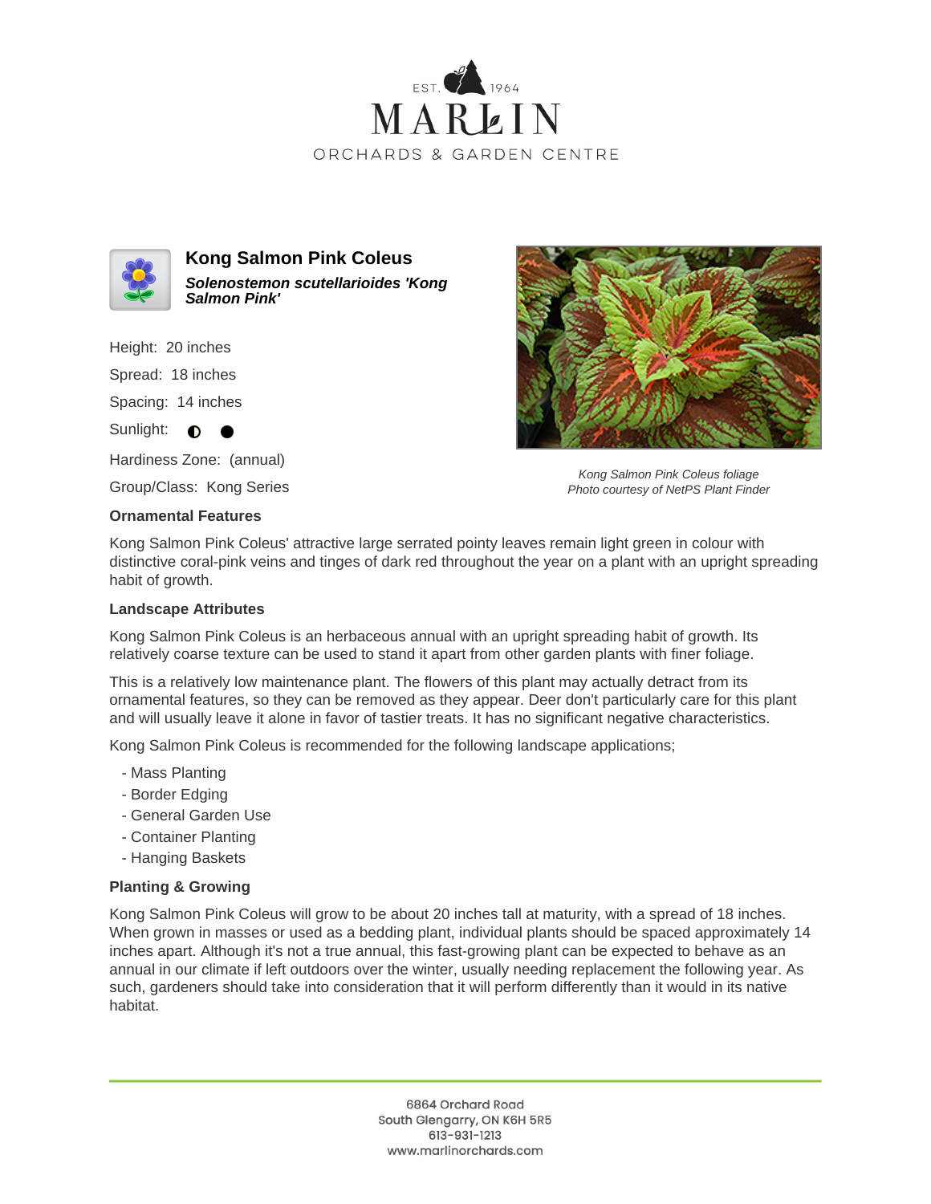EST. 1964

# MARLIN

ORCHARDS & GARDEN CENTRE

## Kong Salmon Pink Coleus

***Solenostemon scutellarioides 'Kong Salmon Pink'***

Height: 20 inches

Spread: 18 inches

Spacing: 14 inches

Sunlight: ◐ ●

Hardiness Zone: (annual)

Group/Class: Kong Series

*Kong Salmon Pink Coleus foliage*
*Photo courtesy of NetPS Plant Finder*

### Ornamental Features

Kong Salmon Pink Coleus' attractive large serrated pointy leaves remain light green in colour with distinctive coral-pink veins and tinges of dark red throughout the year on a plant with an upright spreading habit of growth.

### Landscape Attributes

Kong Salmon Pink Coleus is an herbaceous annual with an upright spreading habit of growth. Its relatively coarse texture can be used to stand it apart from other garden plants with finer foliage.

This is a relatively low maintenance plant. The flowers of this plant may actually detract from its ornamental features, so they can be removed as they appear. Deer don't particularly care for this plant and will usually leave it alone in favor of tastier treats. It has no significant negative characteristics.

Kong Salmon Pink Coleus is recommended for the following landscape applications;

- Mass Planting
- Border Edging
- General Garden Use
- Container Planting
- Hanging Baskets

### Planting & Growing

Kong Salmon Pink Coleus will grow to be about 20 inches tall at maturity, with a spread of 18 inches. When grown in masses or used as a bedding plant, individual plants should be spaced approximately 14 inches apart. Although it's not a true annual, this fast-growing plant can be expected to behave as an annual in our climate if left outdoors over the winter, usually needing replacement the following year. As such, gardeners should take into consideration that it will perform differently than it would in its native habitat.

6864 Orchard Road
South Glengarry, ON K6H 5R5
613-931-1213
www.marlinorchards.com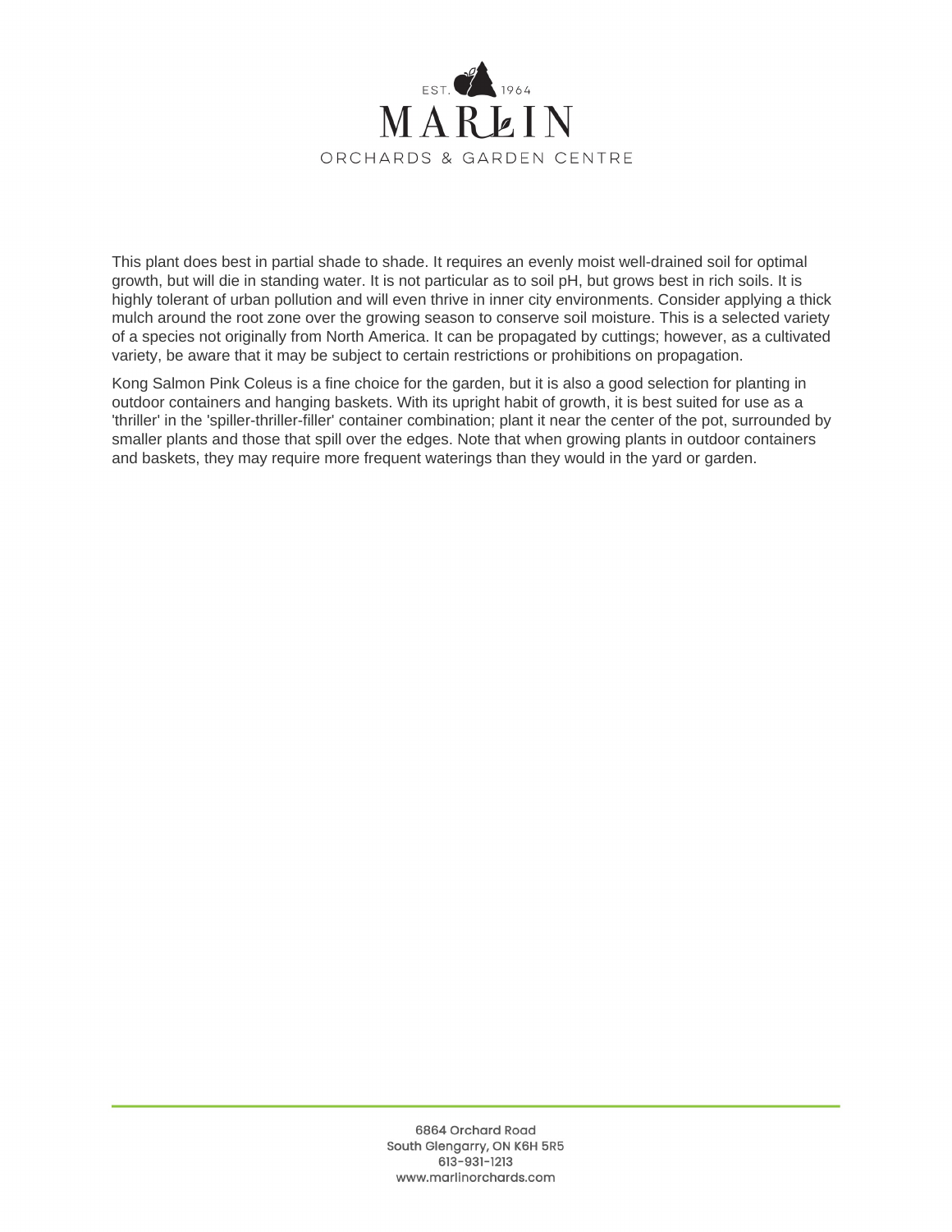This plant does best in partial shade to shade. It requires an evenly moist well-drained soil for optimal growth, but will die in standing water. It is not particular as to soil pH, but grows best in rich soils. It is highly tolerant of urban pollution and will even thrive in inner city environments. Consider applying a thick mulch around the root zone over the growing season to conserve soil moisture. This is a selected variety of a species not originally from North America. It can be propagated by cuttings; however, as a cultivated variety, be aware that it may be subject to certain restrictions or prohibitions on propagation.

Kong Salmon Pink Coleus is a fine choice for the garden, but it is also a good selection for planting in outdoor containers and hanging baskets. With its upright habit of growth, it is best suited for use as a 'thriller' in the 'spiller-thriller-filler' container combination; plant it near the center of the pot, surrounded by smaller plants and those that spill over the edges. Note that when growing plants in outdoor containers and baskets, they may require more frequent waterings than they would in the yard or garden.